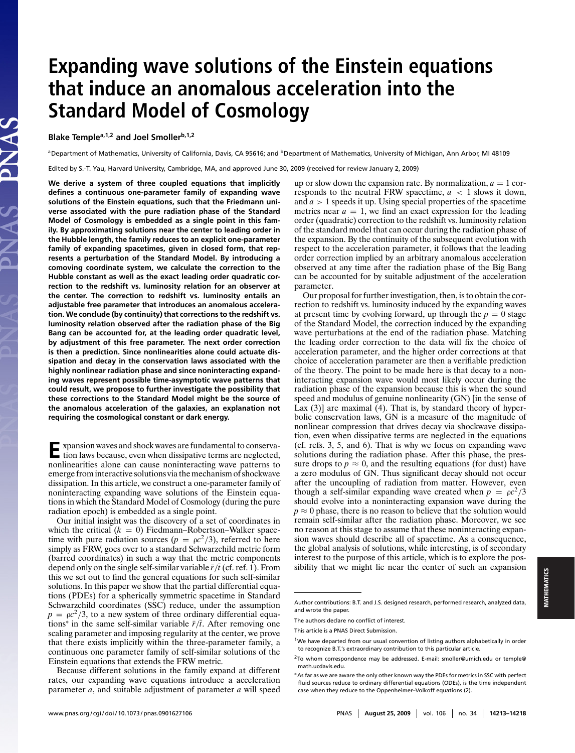# Expanding wave solutions of the Einstein equations that induce an anomalous acceleration into the Standard Model of Cosmology

**Blake Temple[a,1,2] and Joel Smoller[b,1,2]**

[a]Department of Mathematics, University of California, Davis, CA 95616; and [b]Department of Mathematics, University of Michigan, Ann Arbor, MI 48109

Edited by S.-T. Yau, Harvard University, Cambridge, MA, and approved June 30, 2009 (received for review January 2, 2009)

**We derive a system of three coupled equations that implicitly defines a continuous one-parameter family of expanding wave solutions of the Einstein equations, such that the Friedmann universe associated with the pure radiation phase of the Standard Model of Cosmology is embedded as a single point in this family. By approximating solutions near the center to leading order in the Hubble length, the family reduces to an explicit one-parameter family of expanding spacetimes, given in closed form, that represents a perturbation of the Standard Model. By introducing a comoving coordinate system, we calculate the correction to the Hubble constant as well as the exact leading order quadratic correction to the redshift vs. luminosity relation for an observer at the center. The correction to redshift vs. luminosity entails an adjustable free parameter that introduces an anomalous acceleration. We conclude (by continuity) that corrections to the redshift vs. luminosity relation observed after the radiation phase of the Big Bang can be accounted for, at the leading order quadratic level, by adjustment of this free parameter. The next order correction is then a prediction. Since nonlinearities alone could actuate dissipation and decay in the conservation laws associated with the highly nonlinear radiation phase and since noninteracting expanding waves represent possible time-asymptotic wave patterns that could result, we propose to further investigate the possibility that these corrections to the Standard Model might be the source of the anomalous acceleration of the galaxies, an explanation not requiring the cosmological constant or dark energy.**

Expansion waves and shock waves are fundamental to conservation laws because, even when dissipative terms are neglected, nonlinearities alone can cause noninteracting wave patterns to emerge from interactive solutions via the mechanism of shockwave dissipation. In this article, we construct a one-parameter family of noninteracting expanding wave solutions of the Einstein equations in which the Standard Model of Cosmology (during the pure radiation epoch) is embedded as a single point.

Our initial insight was the discovery of a set of coordinates in which the critical ($k = 0$) Fiedmann–Robertson–Walker spacetime with pure radiation sources ($p = \rho c^2/3$), referred to here simply as FRW, goes over to a standard Schwarzchild metric form (barred coordinates) in such a way that the metric components depend only on the single self-similar variable $\bar{r}/\bar{t}$ (cf. ref. 1). From this we set out to find the general equations for such self-similar solutions. In this paper we show that the partial differential equations (PDEs) for a spherically symmetric spacetime in Standard Schwarzchild coordinates (SSC) reduce, under the assumption $p = \rho c^2/3$, to a new system of three ordinary differential equations* in the same self-similar variable $\bar{r}/\bar{t}$. After removing one scaling parameter and imposing regularity at the center, we prove that there exists implicitly within the three-parameter family, a continuous one parameter family of self-similar solutions of the Einstein equations that extends the FRW metric.

Because different solutions in the family expand at different rates, our expanding wave equations introduce a acceleration parameter $a$, and suitable adjustment of parameter $a$ will speed up or slow down the expansion rate. By normalization, $a = 1$ corresponds to the neutral FRW spacetime, $a < 1$ slows it down, and $a > 1$ speeds it up. Using special properties of the spacetime metrics near $a = 1$, we find an exact expression for the leading order (quadratic) correction to the redshift vs. luminosity relation of the standard model that can occur during the radiation phase of the expansion. By the continuity of the subsequent evolution with respect to the acceleration parameter, it follows that the leading order correction implied by an arbitrary anomalous acceleration observed at any time after the radiation phase of the Big Bang can be accounted for by suitable adjustment of the acceleration parameter.

Our proposal for further investigation, then, is to obtain the correction to redshift vs. luminosity induced by the expanding waves at present time by evolving forward, up through the $p = 0$ stage of the Standard Model, the correction induced by the expanding wave perturbations at the end of the radiation phase. Matching the leading order correction to the data will fix the choice of acceleration parameter, and the higher order corrections at that choice of acceleration parameter are then a verifiable prediction of the theory. The point to be made here is that decay to a noninteracting expansion wave would most likely occur during the radiation phase of the expansion because this is when the sound speed and modulus of genuine nonlinearity (GN) [in the sense of Lax (3)] are maximal (4). That is, by standard theory of hyperbolic conservation laws, GN is a measure of the magnitude of nonlinear compression that drives decay via shockwave dissipation, even when dissipative terms are neglected in the equations (cf. refs. 3, 5, and 6). That is why we focus on expanding wave solutions during the radiation phase. After this phase, the pressure drops to $p \approx 0$, and the resulting equations (for dust) have a zero modulus of GN. Thus significant decay should not occur after the uncoupling of radiation from matter. However, even though a self-similar expanding wave created when $p = \rho c^2/3$ should evolve into a noninteracting expansion wave during the $p \approx 0$ phase, there is no reason to believe that the solution would remain self-similar after the radiation phase. Moreover, we see no reason at this stage to assume that these noninteracting expansion waves should describe all of spacetime. As a consequence, the global analysis of solutions, while interesting, is of secondary interest to the purpose of this article, which is to explore the possibility that we might lie near the center of such an expansion

Author contributions: B.T. and J.S. designed research, performed research, analyzed data, and wrote the paper.

The authors declare no conflict of interest.

This article is a PNAS Direct Submission.

[1]We have departed from our usual convention of listing authors alphabetically in order to recognize B.T.'s extraordinary contribution to this particular article.

[2]To whom correspondence may be addressed. E-mail: smoller@umich.edu or temple@math.ucdavis.edu.

*As far as we are aware the only other known way the PDEs for metrics in SSC with perfect fluid sources reduce to ordinary differential equations (ODEs), is the time independent case when they reduce to the Oppenheimer–Volkoff equations (2).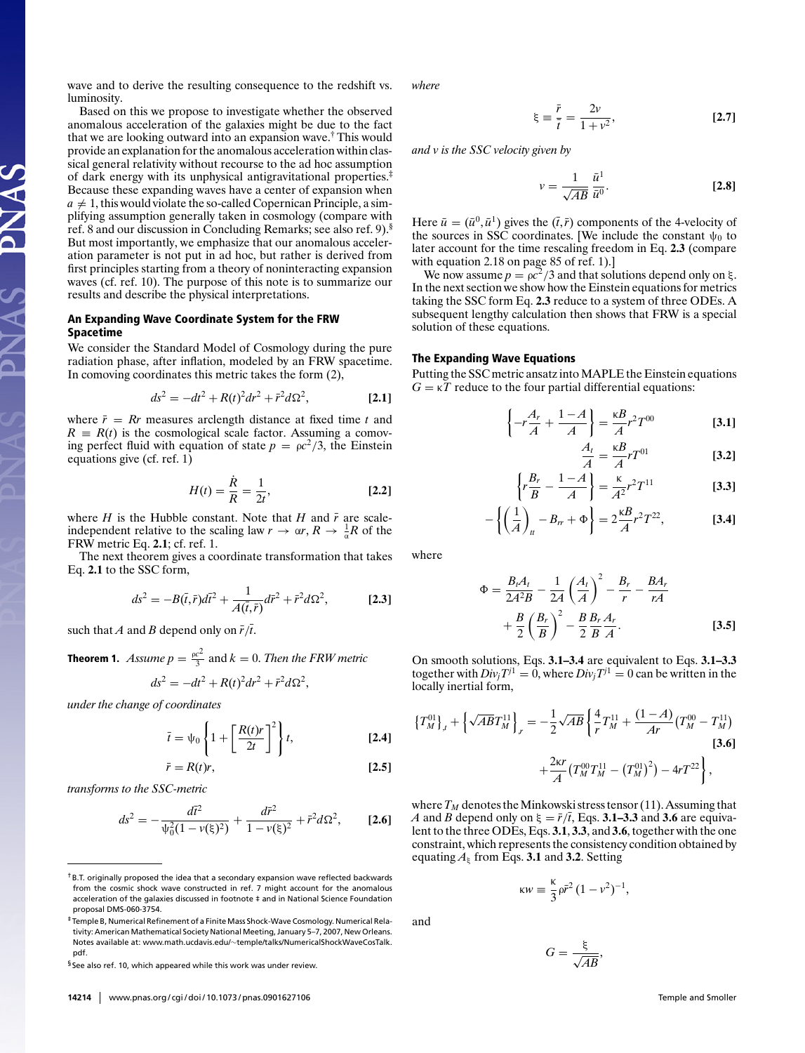wave and to derive the resulting consequence to the redshift vs. luminosity.

Based on this we propose to investigate whether the observed anomalous acceleration of the galaxies might be due to the fact that we are looking outward into an expansion wave.† This would provide an explanation for the anomalous acceleration within classical general relativity without recourse to the ad hoc assumption of dark energy with its unphysical antigravitational properties.‡ Because these expanding waves have a center of expansion when $a \neq 1$, this would violate the so-called Copernican Principle, a simplifying assumption generally taken in cosmology (compare with ref. 8 and our discussion in Concluding Remarks; see also ref. 9).§ But most importantly, we emphasize that our anomalous acceleration parameter is not put in ad hoc, but rather is derived from first principles starting from a theory of noninteracting expansion waves (cf. ref. 10). The purpose of this note is to summarize our results and describe the physical interpretations.

## An Expanding Wave Coordinate System for the FRW Spacetime

We consider the Standard Model of Cosmology during the pure radiation phase, after inflation, modeled by an FRW spacetime. In comoving coordinates this metric takes the form (2),

$$ds^2 = -dt^2 + R(t)^2 dr^2 + \bar{r}^2 d\Omega^2, \qquad [2.1]$$

where $\bar{r} = Rr$ measures arclength distance at fixed time $t$ and $R \equiv R(t)$ is the cosmological scale factor. Assuming a comoving perfect fluid with equation of state $p = \rho c^2/3$, the Einstein equations give (cf. ref. 1)

$$H(t) = \frac{\dot{R}}{R} = \frac{1}{2t}, \qquad [2.2]$$

where $H$ is the Hubble constant. Note that $H$ and $\bar{r}$ are scale-independent relative to the scaling law $r \to \alpha r$, $R \to \frac{1}{\alpha}R$ of the FRW metric Eq. **2.1**; cf. ref. 1.

The next theorem gives a coordinate transformation that takes Eq. **2.1** to the SSC form,

$$ds^2 = -B(\bar{t},\bar{r})d\bar{t}^2 + \frac{1}{A(\bar{t},\bar{r})}d\bar{r}^2 + \bar{r}^2 d\Omega^2, \qquad [2.3]$$

such that $A$ and $B$ depend only on $\bar{r}/\bar{t}$.

**Theorem 1.** *Assume* $p = \frac{\rho c^2}{3}$ and $k = 0$. *Then the FRW metric*

$$ds^2 = -dt^2 + R(t)^2 dr^2 + \bar{r}^2 d\Omega^2,$$

*under the change of coordinates*

$$\bar{t} = \psi_0 \left\{ 1 + \left[ \frac{R(t)r}{2t} \right]^2 \right\} t, \qquad [2.4]$$

$$\bar{r} = R(t)r, \qquad [2.5]$$

*transforms to the SSC-metric*

$$ds^2 = -\frac{d\bar{t}^2}{\psi_0^2 (1 - v(\xi)^2)} + \frac{d\bar{r}^2}{1 - v(\xi)^2} + \bar{r}^2 d\Omega^2, \qquad [2.6]$$

*where*

$$\xi \equiv \frac{\bar{r}}{\bar{t}} = \frac{2v}{1 + v^2}, \qquad [2.7]$$

*and $v$ is the SSC velocity given by*

$$v = \frac{1}{\sqrt{AB}} \frac{\bar{u}^1}{\bar{u}^0}. \qquad [2.8]$$

Here $\bar{u} = (\bar{u}^0, \bar{u}^1)$ gives the $(\bar{t},\bar{r})$ components of the 4-velocity of the sources in SSC coordinates. [We include the constant $\psi_0$ to later account for the time rescaling freedom in Eq. **2.3** (compare with equation 2.18 on page 85 of ref. 1).]

We now assume $p = \rho c^2/3$ and that solutions depend only on $\xi$. In the next section we show how the Einstein equations for metrics taking the SSC form Eq. **2.3** reduce to a system of three ODEs. A subsequent lengthy calculation then shows that FRW is a special solution of these equations.

## The Expanding Wave Equations

Putting the SSC metric ansatz into MAPLE the Einstein equations $G = \kappa T$ reduce to the four partial differential equations:

$$\left\{ -r\frac{A_r}{A} + \frac{1 - A}{A} \right\} = \frac{\kappa B}{A} r^2 T^{00} \qquad [3.1]$$

$$\frac{A_t}{A} = \frac{\kappa B}{A} r T^{01} \qquad [3.2]$$

$$\left\{ r\frac{B_r}{B} - \frac{1 - A}{A} \right\} = \frac{\kappa}{A^2} r^2 T^{11} \qquad [3.3]$$

$$-\left\{ \left( \frac{1}{A} \right)_{tt} - B_{rr} + \Phi \right\} = 2\frac{\kappa B}{A} r^2 T^{22}, \qquad [3.4]$$

where

$$\Phi = \frac{B_t A_t}{2A^2 B} - \frac{1}{2A}\left( \frac{A_t}{A} \right)^2 - \frac{B_r}{r} - \frac{BA_r}{rA} + \frac{B}{2}\left( \frac{B_r}{B} \right)^2 - \frac{B}{2}\frac{B_r}{B}\frac{A_r}{A}. \qquad [3.5]$$

On smooth solutions, Eqs. **3.1–3.4** are equivalent to Eqs. **3.1–3.3** together with $Div_j T^{j1} = 0$, where $Div_j T^{j1} = 0$ can be written in the locally inertial form,

$$\left\{ T_M^{01} \right\}_{,t} + \left\{ \sqrt{AB} T_M^{11} \right\}_{,r} = -\frac{1}{2}\sqrt{AB} \left\{ \frac{4}{r} T_M^{11} + \frac{(1 - A)}{Ar}\left( T_M^{00} - T_M^{11} \right) + \frac{2\kappa r}{A}\left( T_M^{00} T_M^{11} - \left( T_M^{01} \right)^2 \right) - 4rT^{22} \right\}, \qquad [3.6]$$

where $T_M$ denotes the Minkowski stress tensor (11). Assuming that $A$ and $B$ depend only on $\xi = \bar{r}/\bar{t}$, Eqs. **3.1–3.3** and **3.6** are equivalent to the three ODEs, Eqs. **3.1**, **3.3**, and **3.6**, together with the one constraint, which represents the consistency condition obtained by equating $A_\xi$ from Eqs. **3.1** and **3.2**. Setting

$$\kappa w \equiv \frac{\kappa}{3} \rho \bar{r}^2 \left( 1 - v^2 \right)^{-1},$$

and

$$G = \frac{\xi}{\sqrt{AB}},$$

---

† B.T. originally proposed the idea that a secondary expansion wave reflected backwards from the cosmic shock wave constructed in ref. 7 might account for the anomalous acceleration of the galaxies discussed in footnote ‡ and in National Science Foundation proposal DMS-060-3754.

‡ Temple B, Numerical Refinement of a Finite Mass Shock-Wave Cosmology. Numerical Relativity: American Mathematical Society National Meeting, January 5–7, 2007, New Orleans. Notes available at: www.math.ucdavis.edu/~temple/talks/NumericalShockWaveCosTalk.pdf.

§ See also ref. 10, which appeared while this work was under review.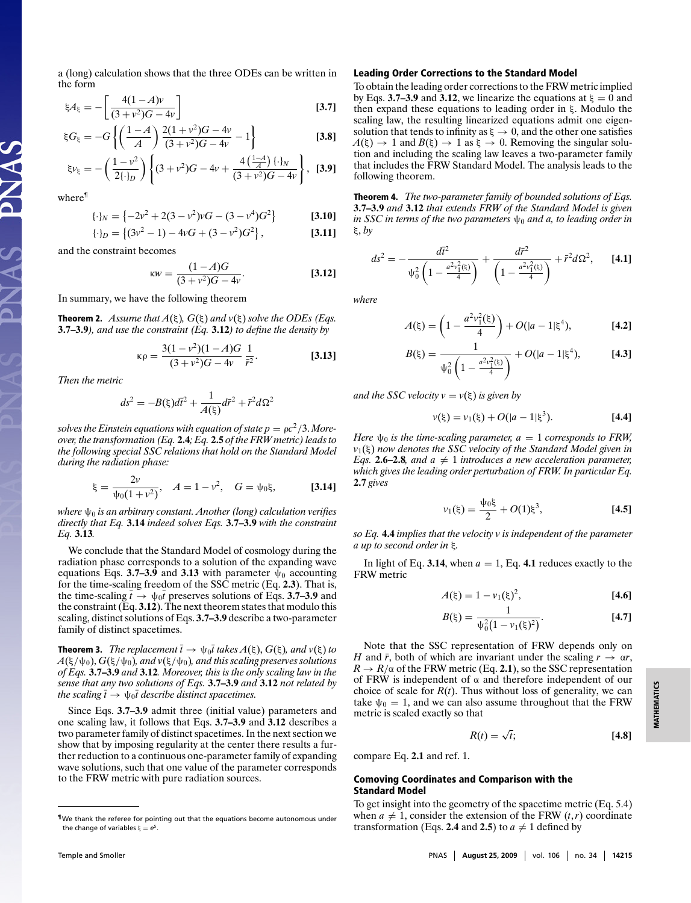a (long) calculation shows that the three ODEs can be written in the form

$$\xi A_\xi = -\left[\frac{4(1-A)v}{(3+v^2)G-4v}\right] \tag{3.7}$$

$$\xi G_\xi = -G\left\{\left(\frac{1-A}{A}\right)\frac{2(1+v^2)G-4v}{(3+v^2)G-4v}-1\right\} \tag{3.8}$$

$$\xi v_\xi = -\left(\frac{1-v^2}{2\{\cdot\}_D}\right)\left\{(3+v^2)G-4v+\frac{4\left(\frac{1-A}{A}\right)\{\cdot\}_N}{(3+v^2)G-4v}\right\}, \tag{3.9}$$

where[¶]

$$\{\cdot\}_N = \left\{-2v^2+2(3-v^2)vG-(3-v^4)G^2\right\} \tag{3.10}$$

$$\{\cdot\}_D = \left\{(3v^2-1)-4vG+(3-v^2)G^2\right\}, \tag{3.11}$$

and the constraint becomes

$$\kappa w = \frac{(1-A)G}{(3+v^2)G-4v}. \tag{3.12}$$

In summary, we have the following theorem

**Theorem 2.** *Assume that $A(\xi)$, $G(\xi)$ and $v(\xi)$ solve the ODEs (Eqs.* **3.7–3.9***), and use the constraint (Eq.* **3.12***) to define the density by*

$$\kappa\rho = \frac{3(1-v^2)(1-A)G}{(3+v^2)G-4v}\,\frac{1}{\bar{r}^2}. \tag{3.13}$$

*Then the metric*

$$ds^2 = -B(\xi)d\bar{t}^2 + \frac{1}{A(\xi)}d\bar{r}^2 + \bar{r}^2 d\Omega^2$$

*solves the Einstein equations with equation of state $p = \rho c^2/3$. Moreover, the transformation (Eq.* **2.4***; Eq.* **2.5** *of the FRW metric) leads to the following special SSC relations that hold on the Standard Model during the radiation phase:*

$$\xi = \frac{2v}{\psi_0(1+v^2)}, \quad A = 1-v^2, \quad G = \psi_0\xi, \tag{3.14}$$

*where $\psi_0$ is an arbitrary constant. Another (long) calculation verifies directly that Eq.* **3.14** *indeed solves Eqs.* **3.7–3.9** *with the constraint Eq.* **3.13***.*

We conclude that the Standard Model of cosmology during the radiation phase corresponds to a solution of the expanding wave equations Eqs. **3.7–3.9** and **3.13** with parameter $\psi_0$ accounting for the time-scaling freedom of the SSC metric (Eq. **2.3**). That is, the time-scaling $\bar{t} \to \psi_0\bar{t}$ preserves solutions of Eqs. **3.7–3.9** and the constraint (Eq. **3.12**). The next theorem states that modulo this scaling, distinct solutions of Eqs. **3.7–3.9** describe a two-parameter family of distinct spacetimes.

**Theorem 3.** *The replacement $\bar{t} \to \psi_0\bar{t}$ takes $A(\xi)$, $G(\xi)$, and $v(\xi)$ to $A(\xi/\psi_0)$, $G(\xi/\psi_0)$, and $v(\xi/\psi_0)$, and this scaling preserves solutions of Eqs.* **3.7–3.9** *and* **3.12***. Moreover, this is the only scaling law in the sense that any two solutions of Eqs.* **3.7–3.9** *and* **3.12** *not related by the scaling $\bar{t} \to \psi_0\bar{t}$ describe distinct spacetimes.*

Since Eqs. **3.7–3.9** admit three (initial value) parameters and one scaling law, it follows that Eqs. **3.7–3.9** and **3.12** describes a two parameter family of distinct spacetimes. In the next section we show that by imposing regularity at the center there results a further reduction to a continuous one-parameter family of expanding wave solutions, such that one value of the parameter corresponds to the FRW metric with pure radiation sources.

[¶]We thank the referee for pointing out that the equations become autonomous under the change of variables $\xi = e^s$.

## Leading Order Corrections to the Standard Model

To obtain the leading order corrections to the FRW metric implied by Eqs. **3.7–3.9** and **3.12**, we linearize the equations at $\xi = 0$ and then expand these equations to leading order in $\xi$. Modulo the scaling law, the resulting linearized equations admit one eigensolution that tends to infinity as $\xi \to 0$, and the other one satisfies $A(\xi) \to 1$ and $B(\xi) \to 1$ as $\xi \to 0$. Removing the singular solution and including the scaling law leaves a two-parameter family that includes the FRW Standard Model. The analysis leads to the following theorem.

**Theorem 4.** *The two-parameter family of bounded solutions of Eqs.* **3.7–3.9** *and* **3.12** *that extends FRW of the Standard Model is given in SSC in terms of the two parameters $\psi_0$ and $a$, to leading order in $\xi$, by*

$$ds^2 = -\frac{d\bar{t}^2}{\psi_0^2\left(1-\frac{a^2v_1^2(\xi)}{4}\right)} + \frac{d\bar{r}^2}{\left(1-\frac{a^2v_1^2(\xi)}{4}\right)} + \bar{r}^2 d\Omega^2, \tag{4.1}$$

*where*

$$A(\xi) = \left(1-\frac{a^2v_1^2(\xi)}{4}\right) + O(|a-1|\xi^4), \tag{4.2}$$

$$B(\xi) = \frac{1}{\psi_0^2\left(1-\frac{a^2v_1^2(\xi)}{4}\right)} + O(|a-1|\xi^4), \tag{4.3}$$

*and the SSC velocity $v = v(\xi)$ is given by*

$$v(\xi) = v_1(\xi) + O(|a-1|\xi^3). \tag{4.4}$$

*Here $\psi_0$ is the time-scaling parameter, $a = 1$ corresponds to FRW, $v_1(\xi)$ now denotes the SSC velocity of the Standard Model given in Eqs.* **2.6–2.8***, and $a \neq 1$ introduces a new acceleration parameter, which gives the leading order perturbation of FRW. In particular Eq.* **2.7** *gives*

$$v_1(\xi) = \frac{\psi_0\xi}{2} + O(1)\xi^3, \tag{4.5}$$

*so Eq.* **4.4** *implies that the velocity $v$ is independent of the parameter $a$ up to second order in $\xi$.*

In light of Eq. **3.14**, when $a = 1$, Eq. **4.1** reduces exactly to the FRW metric

$$A(\xi) = 1 - v_1(\xi)^2, \tag{4.6}$$

$$B(\xi) = \frac{1}{\psi_0^2(1-v_1(\xi)^2)}. \tag{4.7}$$

Note that the SSC representation of FRW depends only on $H$ and $\bar{r}$, both of which are invariant under the scaling $r \to \alpha r$, $R \to R/\alpha$ of the FRW metric (Eq. **2.1**), so the SSC representation of FRW is independent of $\alpha$ and therefore independent of our choice of scale for $R(t)$. Thus without loss of generality, we can take $\psi_0 = 1$, and we can also assume throughout that the FRW metric is scaled exactly so that

$$R(t) = \sqrt{t}; \tag{4.8}$$

compare Eq. **2.1** and ref. 1.

## Comoving Coordinates and Comparison with the Standard Model

To get insight into the geometry of the spacetime metric (Eq. 5.4) when $a \neq 1$, consider the extension of the FRW $(t, r)$ coordinate transformation (Eqs. **2.4** and **2.5**) to $a \neq 1$ defined by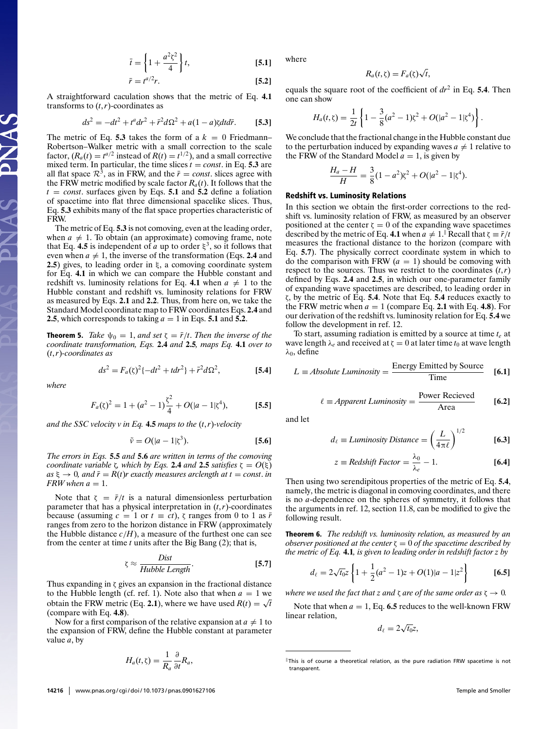$$\bar{t} = \left\{1 + \frac{a^2\zeta^2}{4}\right\}t, \qquad \textbf{[5.1]}$$

$$\bar{r} = t^{a/2}r. \qquad \textbf{[5.2]}$$

A straightforward caculation shows that the metric of Eq. **4.1** transforms to $(t, r)$-coordinates as

$$ds^2 = -dt^2 + t^a dr^2 + \bar{r}^2 d\Omega^2 + a(1-a)\zeta dt d\bar{r}. \qquad \textbf{[5.3]}$$

The metric of Eq. **5.3** takes the form of a $k = 0$ Friedmann–Robertson–Walker metric with a small correction to the scale factor, ($R_a(t) = t^{a/2}$ instead of $R(t) = t^{1/2}$), and a small corrective mixed term. In particular, the time slices $t = const.$ in Eq. **5.3** are all flat space $\mathcal{R}^3$, as in FRW, and the $\bar{r} = const.$ slices agree with the FRW metric modified by scale factor $R_a(t)$. It follows that the $t = const.$ surfaces given by Eqs. **5.1** and **5.2** define a foliation of $t = const.$ surfaces into flat three dimensional spacelike slices. Thus, Eq. **5.3** exhibits many of the flat space properties characteristic of FRW.

The metric of Eq. **5.3** is not comoving, even at the leading order, when $a \neq 1$. To obtain (an approximate) comoving frame, note that Eq. **4.5** is independent of $a$ up to order $\xi^3$, so it follows that even when $a \neq 1$, the inverse of the transformation (Eqs. **2.4** and **2.5**) gives, to leading order in $\xi$, a comoving coordinate system for Eq. **4.1** in which we can compare the Hubble constant and redshift vs. luminosity relations for Eq. **4.1** when $a \neq 1$ to the Hubble constant and redshift vs. luminosity relations for FRW as measured by Eqs. **2.1** and **2.2**. Thus, from here on, we take the Standard Model coordinate map to FRW coordinates Eqs. **2.4** and **2.5**, which corresponds to taking $a = 1$ in Eqs. **5.1** and **5.2**.

**Theorem 5.** *Take $\psi_0 = 1$, and set $\zeta = \bar{r}/t$. Then the inverse of the coordinate transformation, Eqs.* **2.4** *and* **2.5***, maps Eq.* **4.1** *over to $(t, r)$-coordinates as*

$$ds^2 = F_a(\zeta)^2\{-dt^2 + t dr^2\} + \bar{r}^2 d\Omega^2, \qquad \textbf{[5.4]}$$

*where*

$$F_a(\zeta)^2 = 1 + (a^2 - 1)\frac{\zeta^2}{4} + O(|a-1|\zeta^4), \qquad \textbf{[5.5]}$$

*and the SSC velocity $v$ in Eq.* **4.5** *maps to the $(t, r)$-velocity*

$$\tilde{v} = O(|a-1|\zeta^3). \qquad \textbf{[5.6]}$$

*The errors in Eqs.* **5.5** *and* **5.6** *are written in terms of the comoving coordinate variable $\zeta$, which by Eqs.* **2.4** *and* **2.5** *satisfies $\zeta = O(\xi)$ as $\xi \to 0$, and $\bar{r} = R(t)r$ exactly measures arclength at $t = const.$ in FRW when $a = 1$.*

Note that $\zeta = \bar{r}/t$ is a natural dimensionless perturbation parameter that has a physical interpretation in $(t, r)$-coordinates because (assuming $c = 1$ or $t \equiv ct$), $\zeta$ ranges from 0 to 1 as $\bar{r}$ ranges from zero to the horizon distance in FRW (approximately the Hubble distance $c/H$), a measure of the furthest one can see from the center at time $t$ units after the Big Bang (2); that is,

$$\zeta \approx \frac{Dist}{Hubble\ Length}. \qquad \textbf{[5.7]}$$

Thus expanding in $\zeta$ gives an expansion in the fractional distance to the Hubble length (cf. ref. 1). Note also that when $a = 1$ we obtain the FRW metric (Eq. **2.1**), where we have used $R(t) = \sqrt{t}$ (compare with Eq. **4.8**).

Now for a first comparison of the relative expansion at $a \neq 1$ to the expansion of FRW, define the Hubble constant at parameter value $a$, by

$$H_a(t, \zeta) = \frac{1}{R_a}\frac{\partial}{\partial t}R_a,$$

where

$$R_a(t, \zeta) = F_a(\zeta)\sqrt{t},$$

equals the square root of the coefficient of $dr^2$ in Eq. **5.4**. Then one can show

$$H_a(t, \zeta) = \frac{1}{2t}\left\{1 - \frac{3}{8}(a^2 - 1)\zeta^2 + O(|a^2 - 1|\zeta^4)\right\}.$$

We conclude that the fractional change in the Hubble constant due to the perturbation induced by expanding waves $a \neq 1$ relative to the FRW of the Standard Model $a = 1$, is given by

$$\frac{H_a - H}{H} = \frac{3}{8}(1 - a^2)\zeta^2 + O(|a^2 - 1|\zeta^4).$$

## Redshift vs. Luminosity Relations

In this section we obtain the first-order corrections to the redshift vs. luminosity relation of FRW, as measured by an observer positioned at the center $\zeta = 0$ of the expanding wave spacetimes described by the metric of Eq. **4.1** when $a \neq 1$.[‖] Recall that $\zeta \equiv \bar{r}/t$ measures the fractional distance to the horizon (compare with Eq. **5.7**). The physically correct coordinate system in which to do the comparison with FRW ($a = 1$) should be comoving with respect to the sources. Thus we restrict to the coordinates $(t, r)$ defined by Eqs. **2.4** and **2.5**, in which our one-parameter family of expanding wave spacetimes are described, to leading order in $\zeta$, by the metric of Eq. **5.4**. Note that Eq. **5.4** reduces exactly to the FRW metric when $a = 1$ (compare Eq. **2.1** with Eq. **4.8**). For our derivation of the redshift vs. luminosity relation for Eq. **5.4** we follow the development in ref. 12.

To start, assuming radiation is emitted by a source at time $t_e$ at wave length $\lambda_e$ and received at $\zeta = 0$ at later time $t_0$ at wave length $\lambda_0$, define

$$L \equiv Absolute\ Luminosity = \frac{\text{Energy Emitted by Source}}{\text{Time}} \qquad \textbf{[6.1]}$$

$$\ell \equiv Apparent\ Luminosity = \frac{\text{Power Recieved}}{\text{Area}} \qquad \textbf{[6.2]}$$

and let

$$d_\ell \equiv Luminosity\ Distance = \left(\frac{L}{4\pi\ell}\right)^{1/2} \qquad \textbf{[6.3]}$$

$$z \equiv Redshift\ Factor = \frac{\lambda_0}{\lambda_e} - 1. \qquad \textbf{[6.4]}$$

Then using two serendipitous properties of the metric of Eq. **5.4**, namely, the metric is diagonal in comoving coordinates, and there is no $a$-dependence on the spheres of symmetry, it follows that the arguments in ref. 12, section 11.8, can be modified to give the following result.

**Theorem 6.** *The redshift vs. luminosity relation, as measured by an observer positioned at the center $\zeta = 0$ of the spacetime described by the metric of Eq.* **4.1***, is given to leading order in redshift factor $z$ by*

$$d_\ell = 2\sqrt{t_0}z\left\{1 + \frac{1}{2}(a^2 - 1)z + O(1)|a - 1|z^2\right\} \qquad \textbf{[6.5]}$$

*where we used the fact that $z$ and $\zeta$ are of the same order as $\zeta \to 0$.*

Note that when $a = 1$, Eq. **6.5** reduces to the well-known FRW linear relation,

$$d_\ell = 2\sqrt{t_0}z,$$

[‖] This is of course a theoretical relation, as the pure radiation FRW spacetime is not transparent.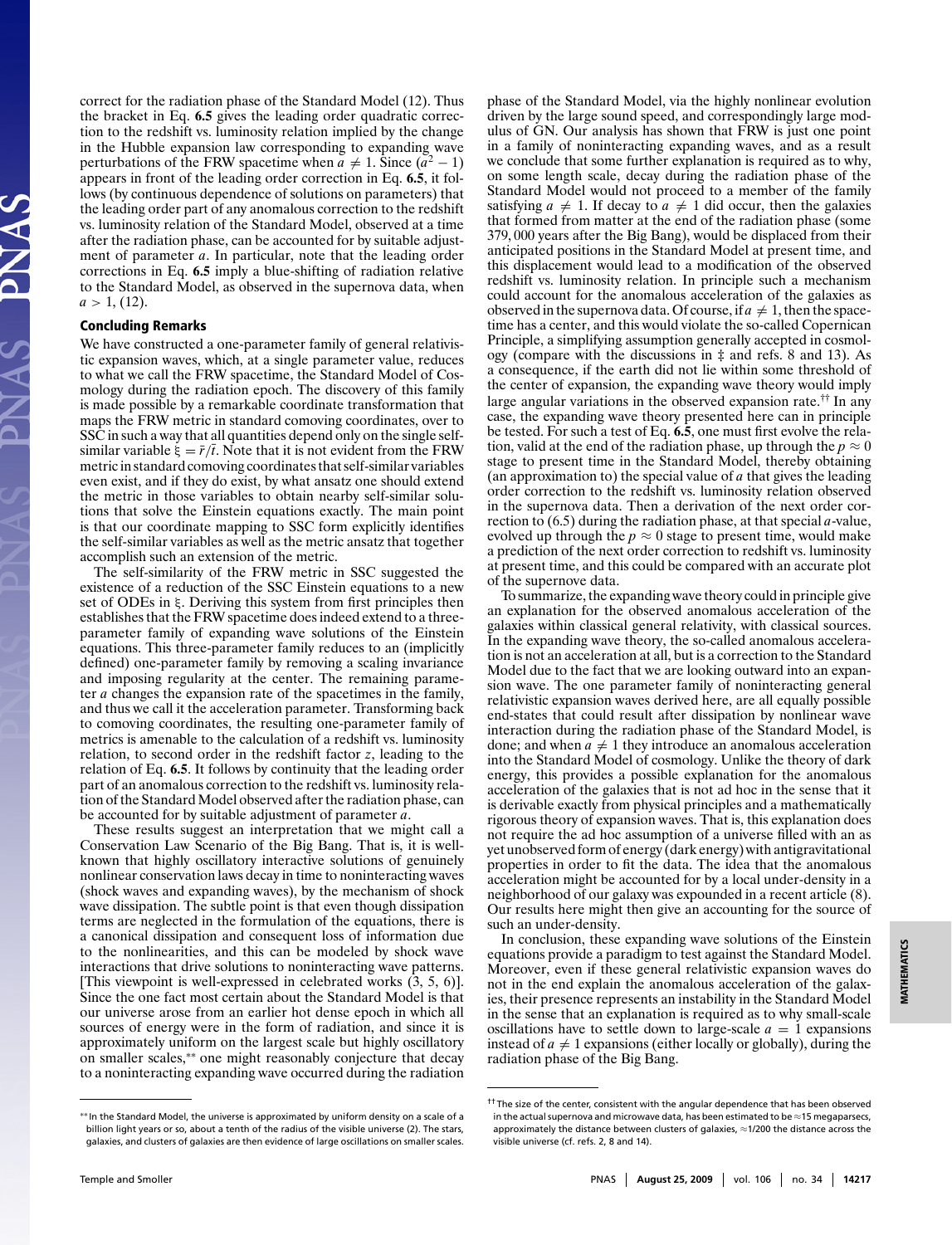correct for the radiation phase of the Standard Model (12). Thus the bracket in Eq. **6.5** gives the leading order quadratic correction to the redshift vs. luminosity relation implied by the change in the Hubble expansion law corresponding to expanding wave perturbations of the FRW spacetime when $a \neq 1$. Since $(a^2 - 1)$ appears in front of the leading order correction in Eq. **6.5**, it follows (by continuous dependence of solutions on parameters) that the leading order part of any anomalous correction to the redshift vs. luminosity relation of the Standard Model, observed at a time after the radiation phase, can be accounted for by suitable adjustment of parameter $a$. In particular, note that the leading order corrections in Eq. **6.5** imply a blue-shifting of radiation relative to the Standard Model, as observed in the supernova data, when $a > 1$, (12).

## Concluding Remarks

We have constructed a one-parameter family of general relativistic expansion waves, which, at a single parameter value, reduces to what we call the FRW spacetime, the Standard Model of Cosmology during the radiation epoch. The discovery of this family is made possible by a remarkable coordinate transformation that maps the FRW metric in standard comoving coordinates over to SSC in such a way that all quantities depend only on the single self-similar variable $\xi = \bar{r}/\bar{t}$. Note that it is not evident from the FRW metric in standard comoving coordinates that self-similar variables even exist, and if they do exist, by what ansatz one should extend the metric in those variables to obtain nearby self-similar solutions that solve the Einstein equations exactly. The main point is that our coordinate mapping to SSC form explicitly identifies the self-similar variables as well as the metric ansatz that together accomplish such an extension of the metric.

The self-similarity of the FRW metric in SSC suggested the existence of a reduction of the SSC Einstein equations to a new set of ODEs in $\xi$. Deriving this system from first principles then establishes that the FRW spacetime does indeed extend to a three-parameter family of expanding wave solutions of the Einstein equations. This three-parameter family reduces to an (implicitly defined) one-parameter family by removing a scaling invariance and imposing regularity at the center. The remaining parameter $a$ changes the expansion rate of the spacetimes in the family, and thus we call it the acceleration parameter. Transforming back to comoving coordinates, the resulting one-parameter family of metrics is amenable to the calculation of a redshift vs. luminosity relation, to second order in the redshift factor $z$, leading to the relation of Eq. **6.5**. It follows by continuity that the leading order part of an anomalous correction to the redshift vs. luminosity relation of the Standard Model observed after the radiation phase, can be accounted for by suitable adjustment of parameter $a$.

These results suggest an interpretation that we might call a Conservation Law Scenario of the Big Bang. That is, it is well-known that highly oscillatory interactive solutions of genuinely nonlinear conservation laws decay in time to noninteracting waves (shock waves and expanding waves), by the mechanism of shock wave dissipation. The subtle point is that even though dissipation terms are neglected in the formulation of the equations, there is a canonical dissipation and consequent loss of information due to the nonlinearities, and this can be modeled by shock wave interactions that drive solutions to noninteracting wave patterns. [This viewpoint is well-expressed in celebrated works (3, 5, 6)]. Since the one fact most certain about the Standard Model is that our universe arose from an earlier hot dense epoch in which all sources of energy were in the form of radiation, and since it is approximately uniform on the largest scale but highly oscillatory on smaller scales,** one might reasonably conjecture that decay to a noninteracting expanding wave occurred during the radiation phase of the Standard Model, via the highly nonlinear evolution driven by the large sound speed, and correspondingly large modulus of GN. Our analysis has shown that FRW is just one point in a family of noninteracting expanding waves, and as a result we conclude that some further explanation is required as to why, on some length scale, decay during the radiation phase of the Standard Model would not proceed to a member of the family satisfying $a \neq 1$. If decay to $a \neq 1$ did occur, then the galaxies that formed from matter at the end of the radiation phase (some 379, 000 years after the Big Bang), would be displaced from their anticipated positions in the Standard Model at present time, and this displacement would lead to a modification of the observed redshift vs. luminosity relation. In principle such a mechanism could account for the anomalous acceleration of the galaxies as observed in the supernova data. Of course, if $a \neq 1$, then the spacetime has a center, and this would violate the so-called Copernican Principle, a simplifying assumption generally accepted in cosmology (compare with the discussions in ‡ and refs. 8 and 13). As a consequence, if the earth did not lie within some threshold of the center of expansion, the expanding wave theory would imply large angular variations in the observed expansion rate.†† In any case, the expanding wave theory presented here can in principle be tested. For such a test of Eq. **6.5**, one must first evolve the relation, valid at the end of the radiation phase, up through the $p \approx 0$ stage to present time in the Standard Model, thereby obtaining (an approximation to) the special value of $a$ that gives the leading order correction to the redshift vs. luminosity relation observed in the supernova data. Then a derivation of the next order correction to (6.5) during the radiation phase, at that special $a$-value, evolved up through the $p \approx 0$ stage to present time, would make a prediction of the next order correction to redshift vs. luminosity at present time, and this could be compared with an accurate plot of the supernove data.

To summarize, the expanding wave theory could in principle give an explanation for the observed anomalous acceleration of the galaxies within classical general relativity, with classical sources. In the expanding wave theory, the so-called anomalous acceleration is not an acceleration at all, but is a correction to the Standard Model due to the fact that we are looking outward into an expansion wave. The one parameter family of noninteracting general relativistic expansion waves derived here, are all equally possible end-states that could result after dissipation by nonlinear wave interaction during the radiation phase of the Standard Model, is done; and when $a \neq 1$ they introduce an anomalous acceleration into the Standard Model of cosmology. Unlike the theory of dark energy, this provides a possible explanation for the anomalous acceleration of the galaxies that is not ad hoc in the sense that it is derivable exactly from physical principles and a mathematically rigorous theory of expansion waves. That is, this explanation does not require the ad hoc assumption of a universe filled with an as yet unobserved form of energy (dark energy) with antigravitational properties in order to fit the data. The idea that the anomalous acceleration might be accounted for by a local under-density in a neighborhood of our galaxy was expounded in a recent article (8). Our results here might then give an accounting for the source of such an under-density.

In conclusion, these expanding wave solutions of the Einstein equations provide a paradigm to test against the Standard Model. Moreover, even if these general relativistic expansion waves do not in the end explain the anomalous acceleration of the galaxies, their presence represents an instability in the Standard Model in the sense that an explanation is required as to why small-scale oscillations have to settle down to large-scale $a = 1$ expansions instead of $a \neq 1$ expansions (either locally or globally), during the radiation phase of the Big Bang.

---

** In the Standard Model, the universe is approximated by uniform density on a scale of a billion light years or so, about a tenth of the radius of the visible universe (2). The stars, galaxies, and clusters of galaxies are then evidence of large oscillations on smaller scales.

†† The size of the center, consistent with the angular dependence that has been observed in the actual supernova and microwave data, has been estimated to be ≈15 megaparsecs, approximately the distance between clusters of galaxies, ≈1/200 the distance across the visible universe (cf. refs. 2, 8 and 14).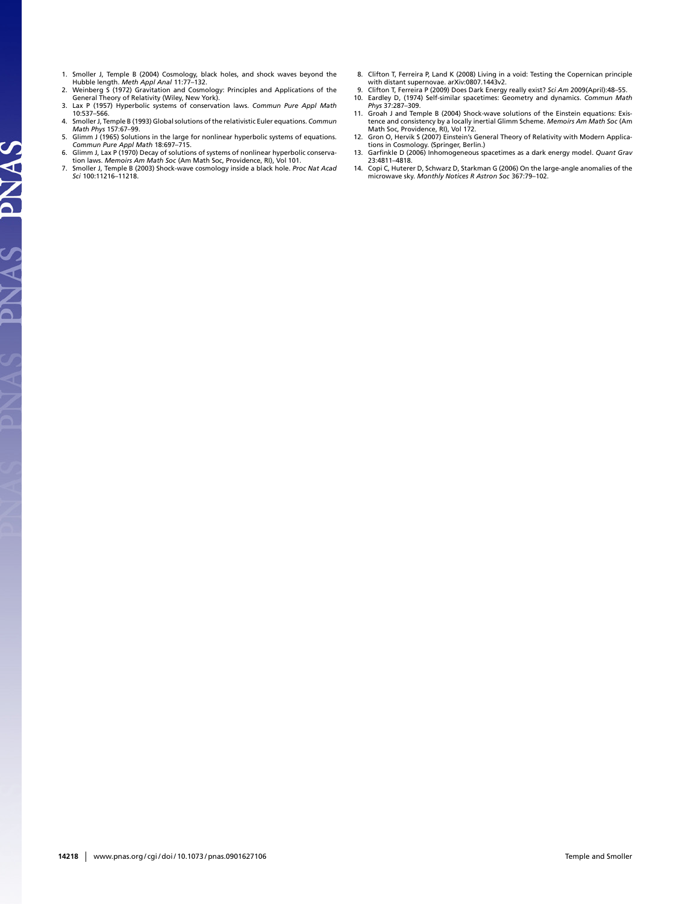1. Smoller J, Temple B (2004) Cosmology, black holes, and shock waves beyond the Hubble length. *Meth Appl Anal* 11:77–132.
2. Weinberg S (1972) Gravitation and Cosmology: Principles and Applications of the General Theory of Relativity (Wiley, New York).
3. Lax P (1957) Hyperbolic systems of conservation laws. *Commun Pure Appl Math* 10:537–566.
4. Smoller J, Temple B (1993) Global solutions of the relativistic Euler equations. *Commun Math Phys* 157:67–99.
5. Glimm J (1965) Solutions in the large for nonlinear hyperbolic systems of equations. *Commun Pure Appl Math* 18:697–715.
6. Glimm J, Lax P (1970) Decay of solutions of systems of nonlinear hyperbolic conservation laws. *Memoirs Am Math Soc* (Am Math Soc, Providence, RI), Vol 101.
7. Smoller J, Temple B (2003) Shock-wave cosmology inside a black hole. *Proc Nat Acad Sci* 100:11216–11218.
8. Clifton T, Ferreira P, Land K (2008) Living in a void: Testing the Copernican principle with distant supernovae. arXiv:0807.1443v2.
9. Clifton T, Ferreira P (2009) Does Dark Energy really exist? *Sci Am* 2009(April):48–55.
10. Eardley D, (1974) Self-similar spacetimes: Geometry and dynamics. *Commun Math Phys* 37:287–309.
11. Groah J and Temple B (2004) Shock-wave solutions of the Einstein equations: Existence and consistency by a locally inertial Glimm Scheme. *Memoirs Am Math Soc* (Am Math Soc, Providence, RI), Vol 172.
12. Gron O, Hervik S (2007) Einstein's General Theory of Relativity with Modern Applications in Cosmology. (Springer, Berlin.)
13. Garfinkle D (2006) Inhomogeneous spacetimes as a dark energy model. *Quant Grav* 23:4811–4818.
14. Copi C, Huterer D, Schwarz D, Starkman G (2006) On the large-angle anomalies of the microwave sky. *Monthly Notices R Astron Soc* 367:79–102.